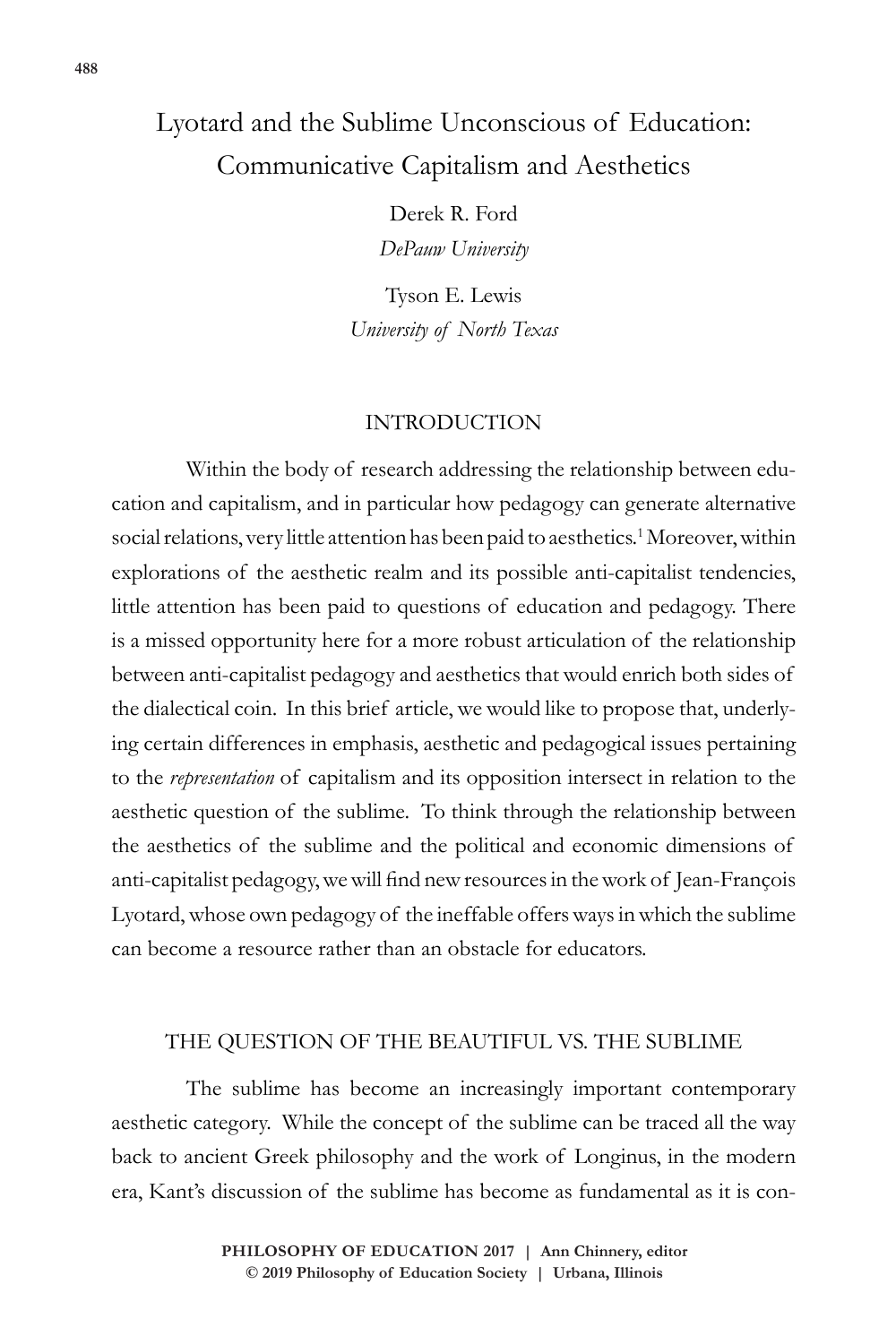# Lyotard and the Sublime Unconscious of Education: Communicative Capitalism and Aesthetics

Derek R. Ford
*DePauw University*

Tyson E. Lewis
*University of North Texas*

## INTRODUCTION

Within the body of research addressing the relationship between education and capitalism, and in particular how pedagogy can generate alternative social relations, very little attention has been paid to aesthetics.[1] Moreover, within explorations of the aesthetic realm and its possible anti-capitalist tendencies, little attention has been paid to questions of education and pedagogy. There is a missed opportunity here for a more robust articulation of the relationship between anti-capitalist pedagogy and aesthetics that would enrich both sides of the dialectical coin. In this brief article, we would like to propose that, underlying certain differences in emphasis, aesthetic and pedagogical issues pertaining to the *representation* of capitalism and its opposition intersect in relation to the aesthetic question of the sublime. To think through the relationship between the aesthetics of the sublime and the political and economic dimensions of anti-capitalist pedagogy, we will find new resources in the work of Jean-François Lyotard, whose own pedagogy of the ineffable offers ways in which the sublime can become a resource rather than an obstacle for educators.

## THE QUESTION OF THE BEAUTIFUL VS. THE SUBLIME

The sublime has become an increasingly important contemporary aesthetic category. While the concept of the sublime can be traced all the way back to ancient Greek philosophy and the work of Longinus, in the modern era, Kant's discussion of the sublime has become as fundamental as it is con-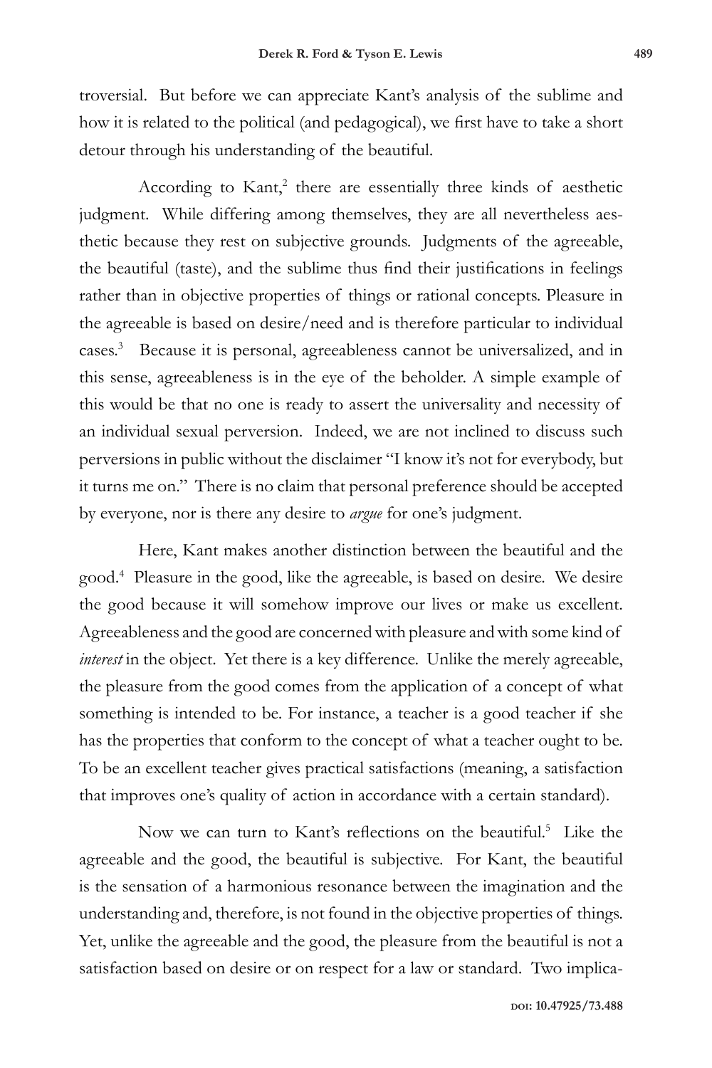troversial. But before we can appreciate Kant's analysis of the sublime and how it is related to the political (and pedagogical), we first have to take a short detour through his understanding of the beautiful.

According to Kant,[2] there are essentially three kinds of aesthetic judgment. While differing among themselves, they are all nevertheless aesthetic because they rest on subjective grounds. Judgments of the agreeable, the beautiful (taste), and the sublime thus find their justifications in feelings rather than in objective properties of things or rational concepts. Pleasure in the agreeable is based on desire/need and is therefore particular to individual cases.[3] Because it is personal, agreeableness cannot be universalized, and in this sense, agreeableness is in the eye of the beholder. A simple example of this would be that no one is ready to assert the universality and necessity of an individual sexual perversion. Indeed, we are not inclined to discuss such perversions in public without the disclaimer "I know it's not for everybody, but it turns me on." There is no claim that personal preference should be accepted by everyone, nor is there any desire to *argue* for one's judgment.

Here, Kant makes another distinction between the beautiful and the good.[4] Pleasure in the good, like the agreeable, is based on desire. We desire the good because it will somehow improve our lives or make us excellent. Agreeableness and the good are concerned with pleasure and with some kind of *interest* in the object. Yet there is a key difference. Unlike the merely agreeable, the pleasure from the good comes from the application of a concept of what something is intended to be. For instance, a teacher is a good teacher if she has the properties that conform to the concept of what a teacher ought to be. To be an excellent teacher gives practical satisfactions (meaning, a satisfaction that improves one's quality of action in accordance with a certain standard).

Now we can turn to Kant's reflections on the beautiful.[5] Like the agreeable and the good, the beautiful is subjective. For Kant, the beautiful is the sensation of a harmonious resonance between the imagination and the understanding and, therefore, is not found in the objective properties of things. Yet, unlike the agreeable and the good, the pleasure from the beautiful is not a satisfaction based on desire or on respect for a law or standard. Two implica-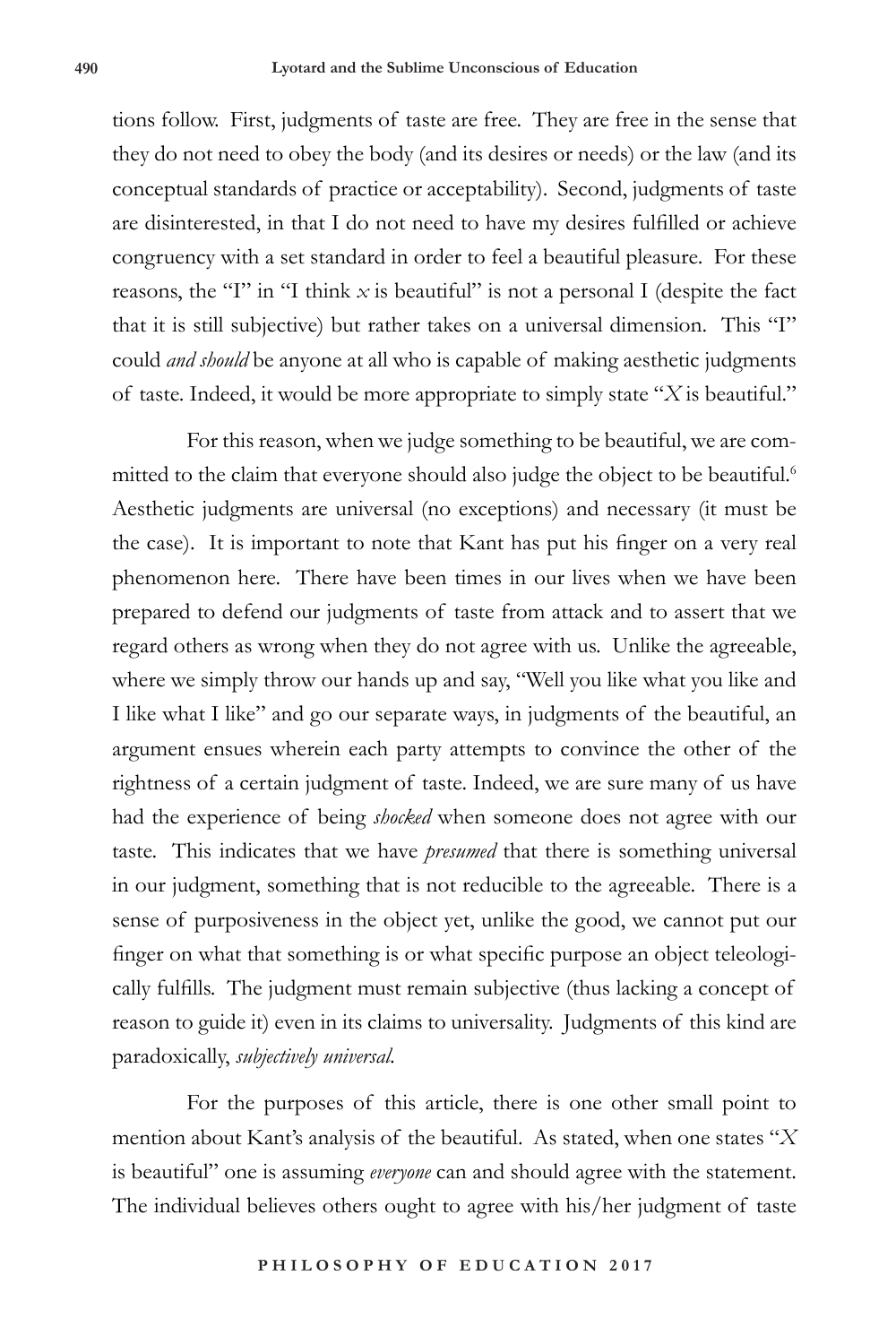tions follow. First, judgments of taste are free. They are free in the sense that they do not need to obey the body (and its desires or needs) or the law (and its conceptual standards of practice or acceptability). Second, judgments of taste are disinterested, in that I do not need to have my desires fulfilled or achieve congruency with a set standard in order to feel a beautiful pleasure. For these reasons, the "I" in "I think *x* is beautiful" is not a personal I (despite the fact that it is still subjective) but rather takes on a universal dimension. This "I" could *and should* be anyone at all who is capable of making aesthetic judgments of taste. Indeed, it would be more appropriate to simply state "*X* is beautiful."

For this reason, when we judge something to be beautiful, we are committed to the claim that everyone should also judge the object to be beautiful.[6] Aesthetic judgments are universal (no exceptions) and necessary (it must be the case). It is important to note that Kant has put his finger on a very real phenomenon here. There have been times in our lives when we have been prepared to defend our judgments of taste from attack and to assert that we regard others as wrong when they do not agree with us. Unlike the agreeable, where we simply throw our hands up and say, "Well you like what you like and I like what I like" and go our separate ways, in judgments of the beautiful, an argument ensues wherein each party attempts to convince the other of the rightness of a certain judgment of taste. Indeed, we are sure many of us have had the experience of being *shocked* when someone does not agree with our taste. This indicates that we have *presumed* that there is something universal in our judgment, something that is not reducible to the agreeable. There is a sense of purposiveness in the object yet, unlike the good, we cannot put our finger on what that something is or what specific purpose an object teleologically fulfills. The judgment must remain subjective (thus lacking a concept of reason to guide it) even in its claims to universality. Judgments of this kind are paradoxically, *subjectively universal*.

For the purposes of this article, there is one other small point to mention about Kant's analysis of the beautiful. As stated, when one states "*X* is beautiful" one is assuming *everyone* can and should agree with the statement. The individual believes others ought to agree with his/her judgment of taste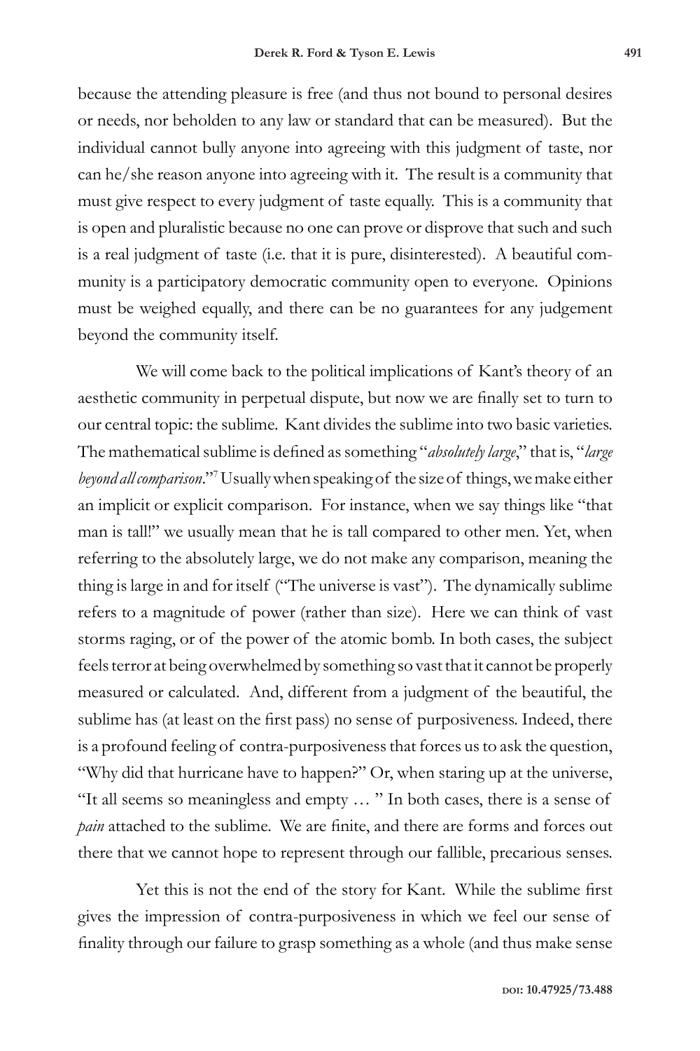because the attending pleasure is free (and thus not bound to personal desires or needs, nor beholden to any law or standard that can be measured). But the individual cannot bully anyone into agreeing with this judgment of taste, nor can he/she reason anyone into agreeing with it. The result is a community that must give respect to every judgment of taste equally. This is a community that is open and pluralistic because no one can prove or disprove that such and such is a real judgment of taste (i.e. that it is pure, disinterested). A beautiful community is a participatory democratic community open to everyone. Opinions must be weighed equally, and there can be no guarantees for any judgement beyond the community itself.

We will come back to the political implications of Kant's theory of an aesthetic community in perpetual dispute, but now we are finally set to turn to our central topic: the sublime. Kant divides the sublime into two basic varieties. The mathematical sublime is defined as something "*absolutely large*," that is, "*large beyond all comparison*."[7] Usually when speaking of the size of things, we make either an implicit or explicit comparison. For instance, when we say things like "that man is tall!" we usually mean that he is tall compared to other men. Yet, when referring to the absolutely large, we do not make any comparison, meaning the thing is large in and for itself ("The universe is vast"). The dynamically sublime refers to a magnitude of power (rather than size). Here we can think of vast storms raging, or of the power of the atomic bomb. In both cases, the subject feels terror at being overwhelmed by something so vast that it cannot be properly measured or calculated. And, different from a judgment of the beautiful, the sublime has (at least on the first pass) no sense of purposiveness. Indeed, there is a profound feeling of contra-purposiveness that forces us to ask the question, "Why did that hurricane have to happen?" Or, when staring up at the universe, "It all seems so meaningless and empty … " In both cases, there is a sense of *pain* attached to the sublime. We are finite, and there are forms and forces out there that we cannot hope to represent through our fallible, precarious senses.

Yet this is not the end of the story for Kant. While the sublime first gives the impression of contra-purposiveness in which we feel our sense of finality through our failure to grasp something as a whole (and thus make sense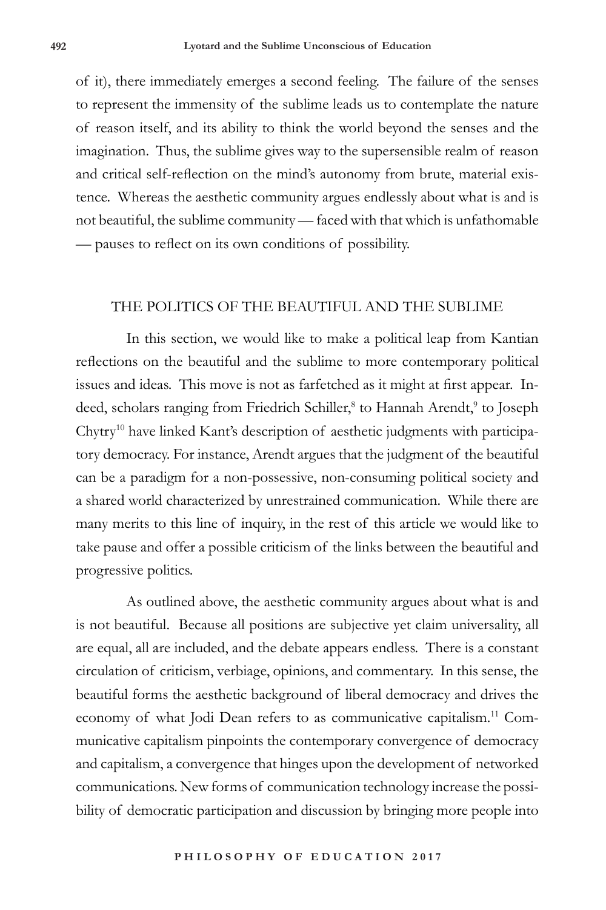of it), there immediately emerges a second feeling. The failure of the senses to represent the immensity of the sublime leads us to contemplate the nature of reason itself, and its ability to think the world beyond the senses and the imagination. Thus, the sublime gives way to the supersensible realm of reason and critical self-reflection on the mind's autonomy from brute, material existence. Whereas the aesthetic community argues endlessly about what is and is not beautiful, the sublime community — faced with that which is unfathomable — pauses to reflect on its own conditions of possibility.

## THE POLITICS OF THE BEAUTIFUL AND THE SUBLIME

In this section, we would like to make a political leap from Kantian reflections on the beautiful and the sublime to more contemporary political issues and ideas. This move is not as farfetched as it might at first appear. Indeed, scholars ranging from Friedrich Schiller,[8] to Hannah Arendt,[9] to Joseph Chytry[10] have linked Kant's description of aesthetic judgments with participatory democracy. For instance, Arendt argues that the judgment of the beautiful can be a paradigm for a non-possessive, non-consuming political society and a shared world characterized by unrestrained communication. While there are many merits to this line of inquiry, in the rest of this article we would like to take pause and offer a possible criticism of the links between the beautiful and progressive politics.

As outlined above, the aesthetic community argues about what is and is not beautiful. Because all positions are subjective yet claim universality, all are equal, all are included, and the debate appears endless. There is a constant circulation of criticism, verbiage, opinions, and commentary. In this sense, the beautiful forms the aesthetic background of liberal democracy and drives the economy of what Jodi Dean refers to as communicative capitalism.[11] Communicative capitalism pinpoints the contemporary convergence of democracy and capitalism, a convergence that hinges upon the development of networked communications. New forms of communication technology increase the possibility of democratic participation and discussion by bringing more people into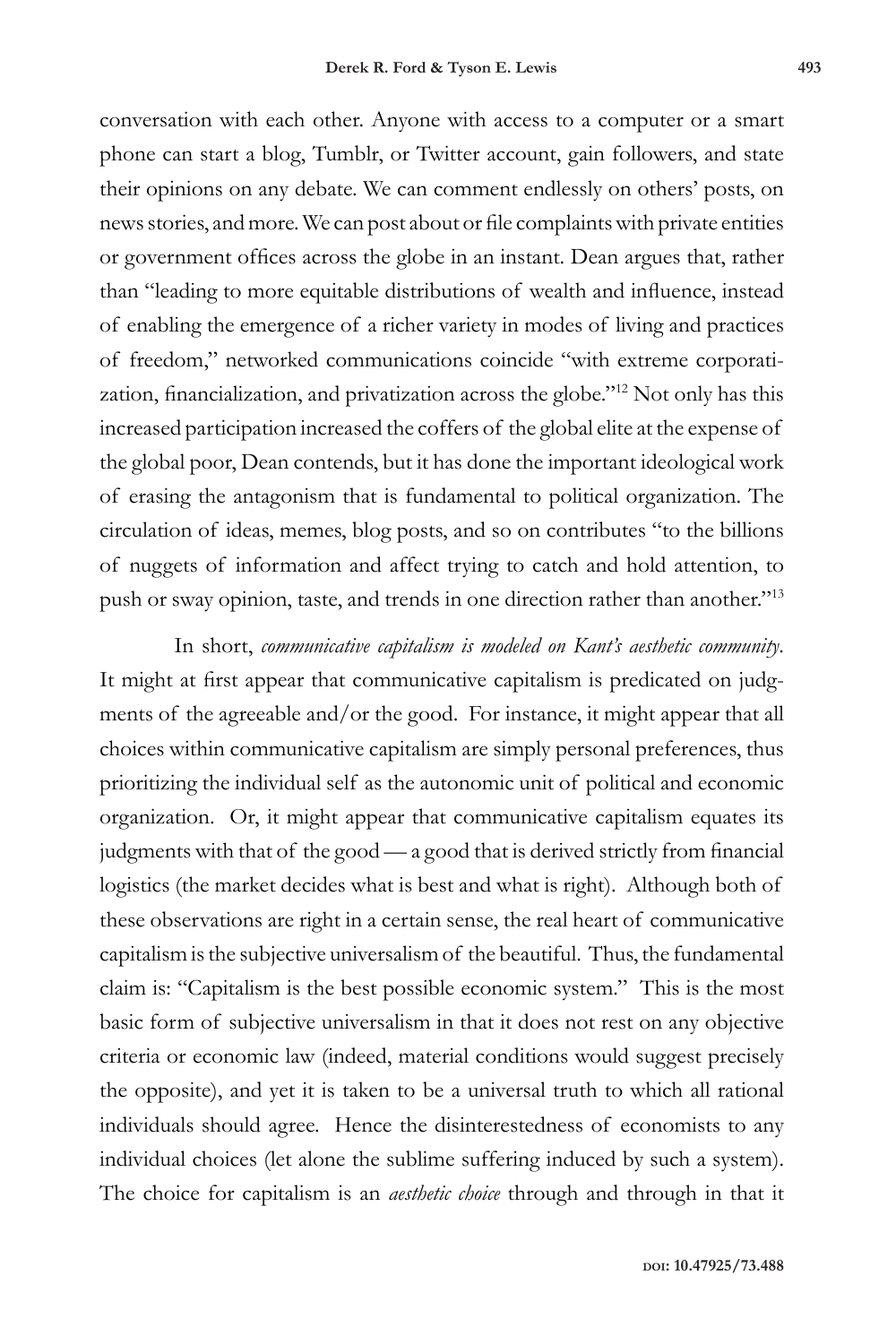conversation with each other. Anyone with access to a computer or a smart phone can start a blog, Tumblr, or Twitter account, gain followers, and state their opinions on any debate. We can comment endlessly on others' posts, on news stories, and more. We can post about or file complaints with private entities or government offices across the globe in an instant. Dean argues that, rather than "leading to more equitable distributions of wealth and influence, instead of enabling the emergence of a richer variety in modes of living and practices of freedom," networked communications coincide "with extreme corporatization, financialization, and privatization across the globe."[12] Not only has this increased participation increased the coffers of the global elite at the expense of the global poor, Dean contends, but it has done the important ideological work of erasing the antagonism that is fundamental to political organization. The circulation of ideas, memes, blog posts, and so on contributes "to the billions of nuggets of information and affect trying to catch and hold attention, to push or sway opinion, taste, and trends in one direction rather than another."[13]

In short, *communicative capitalism is modeled on Kant's aesthetic community*. It might at first appear that communicative capitalism is predicated on judgments of the agreeable and/or the good. For instance, it might appear that all choices within communicative capitalism are simply personal preferences, thus prioritizing the individual self as the autonomic unit of political and economic organization. Or, it might appear that communicative capitalism equates its judgments with that of the good — a good that is derived strictly from financial logistics (the market decides what is best and what is right). Although both of these observations are right in a certain sense, the real heart of communicative capitalism is the subjective universalism of the beautiful. Thus, the fundamental claim is: "Capitalism is the best possible economic system." This is the most basic form of subjective universalism in that it does not rest on any objective criteria or economic law (indeed, material conditions would suggest precisely the opposite), and yet it is taken to be a universal truth to which all rational individuals should agree. Hence the disinterestedness of economists to any individual choices (let alone the sublime suffering induced by such a system). The choice for capitalism is an *aesthetic choice* through and through in that it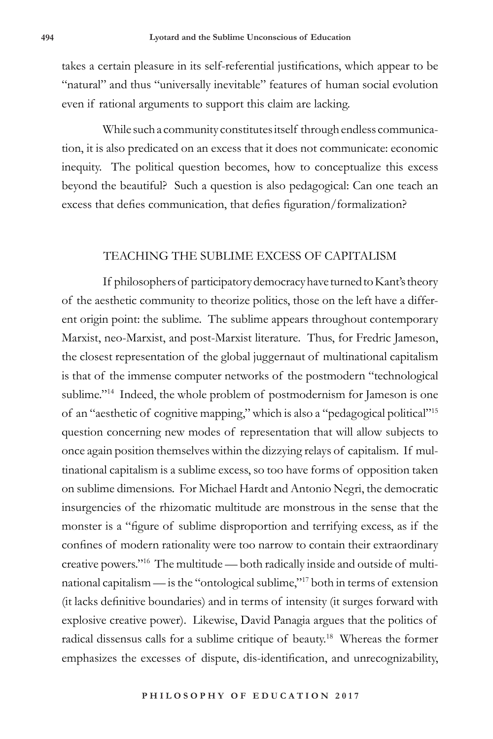takes a certain pleasure in its self-referential justifications, which appear to be "natural" and thus "universally inevitable" features of human social evolution even if rational arguments to support this claim are lacking.

While such a community constitutes itself through endless communication, it is also predicated on an excess that it does not communicate: economic inequity. The political question becomes, how to conceptualize this excess beyond the beautiful? Such a question is also pedagogical: Can one teach an excess that defies communication, that defies figuration/formalization?

## TEACHING THE SUBLIME EXCESS OF CAPITALISM

If philosophers of participatory democracy have turned to Kant's theory of the aesthetic community to theorize politics, those on the left have a different origin point: the sublime. The sublime appears throughout contemporary Marxist, neo-Marxist, and post-Marxist literature. Thus, for Fredric Jameson, the closest representation of the global juggernaut of multinational capitalism is that of the immense computer networks of the postmodern "technological sublime."[14] Indeed, the whole problem of postmodernism for Jameson is one of an "aesthetic of cognitive mapping," which is also a "pedagogical political"[15] question concerning new modes of representation that will allow subjects to once again position themselves within the dizzying relays of capitalism. If multinational capitalism is a sublime excess, so too have forms of opposition taken on sublime dimensions. For Michael Hardt and Antonio Negri, the democratic insurgencies of the rhizomatic multitude are monstrous in the sense that the monster is a "figure of sublime disproportion and terrifying excess, as if the confines of modern rationality were too narrow to contain their extraordinary creative powers."[16] The multitude — both radically inside and outside of multinational capitalism — is the "ontological sublime,"[17] both in terms of extension (it lacks definitive boundaries) and in terms of intensity (it surges forward with explosive creative power). Likewise, David Panagia argues that the politics of radical dissensus calls for a sublime critique of beauty.[18] Whereas the former emphasizes the excesses of dispute, dis-identification, and unrecognizability,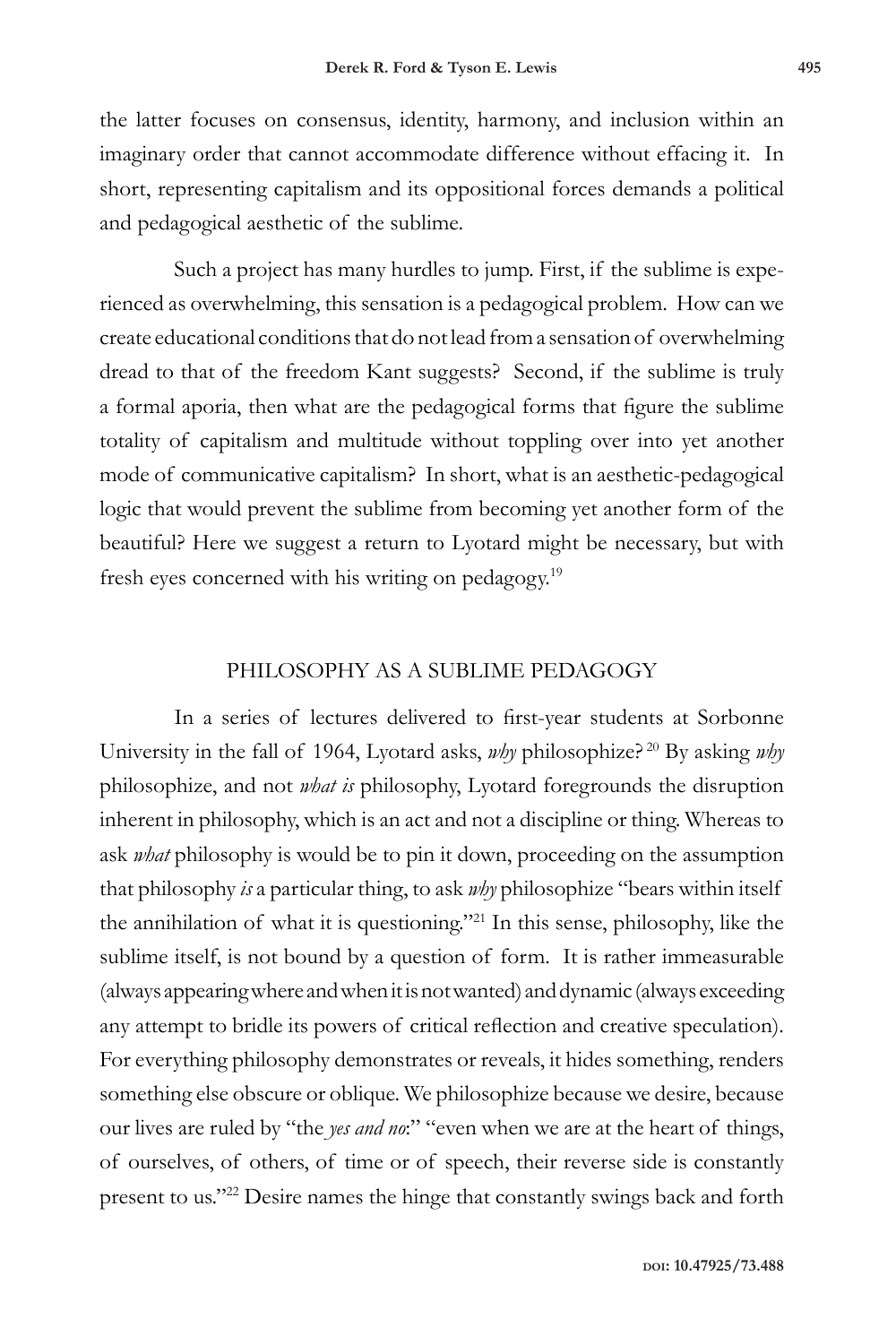the latter focuses on consensus, identity, harmony, and inclusion within an imaginary order that cannot accommodate difference without effacing it. In short, representing capitalism and its oppositional forces demands a political and pedagogical aesthetic of the sublime.

Such a project has many hurdles to jump. First, if the sublime is experienced as overwhelming, this sensation is a pedagogical problem. How can we create educational conditions that do not lead from a sensation of overwhelming dread to that of the freedom Kant suggests? Second, if the sublime is truly a formal aporia, then what are the pedagogical forms that figure the sublime totality of capitalism and multitude without toppling over into yet another mode of communicative capitalism? In short, what is an aesthetic-pedagogical logic that would prevent the sublime from becoming yet another form of the beautiful? Here we suggest a return to Lyotard might be necessary, but with fresh eyes concerned with his writing on pedagogy.[19]

## PHILOSOPHY AS A SUBLIME PEDAGOGY

In a series of lectures delivered to first-year students at Sorbonne University in the fall of 1964, Lyotard asks, *why* philosophize?[20] By asking *why* philosophize, and not *what is* philosophy, Lyotard foregrounds the disruption inherent in philosophy, which is an act and not a discipline or thing. Whereas to ask *what* philosophy is would be to pin it down, proceeding on the assumption that philosophy *is* a particular thing, to ask *why* philosophize "bears within itself the annihilation of what it is questioning."[21] In this sense, philosophy, like the sublime itself, is not bound by a question of form. It is rather immeasurable (always appearing where and when it is not wanted) and dynamic (always exceeding any attempt to bridle its powers of critical reflection and creative speculation). For everything philosophy demonstrates or reveals, it hides something, renders something else obscure or oblique. We philosophize because we desire, because our lives are ruled by "the *yes and no*:" "even when we are at the heart of things, of ourselves, of others, of time or of speech, their reverse side is constantly present to us."[22] Desire names the hinge that constantly swings back and forth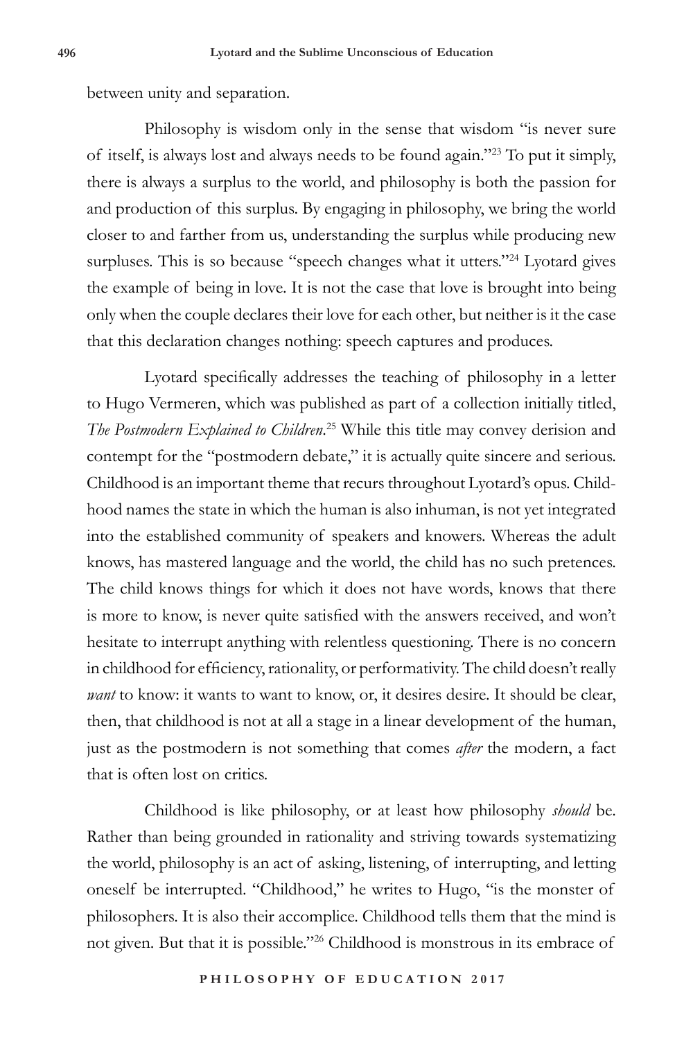between unity and separation.

Philosophy is wisdom only in the sense that wisdom "is never sure of itself, is always lost and always needs to be found again."[23] To put it simply, there is always a surplus to the world, and philosophy is both the passion for and production of this surplus. By engaging in philosophy, we bring the world closer to and farther from us, understanding the surplus while producing new surpluses. This is so because "speech changes what it utters."[24] Lyotard gives the example of being in love. It is not the case that love is brought into being only when the couple declares their love for each other, but neither is it the case that this declaration changes nothing: speech captures and produces.

Lyotard specifically addresses the teaching of philosophy in a letter to Hugo Vermeren, which was published as part of a collection initially titled, *The Postmodern Explained to Children*.[25] While this title may convey derision and contempt for the "postmodern debate," it is actually quite sincere and serious. Childhood is an important theme that recurs throughout Lyotard's opus. Childhood names the state in which the human is also inhuman, is not yet integrated into the established community of speakers and knowers. Whereas the adult knows, has mastered language and the world, the child has no such pretences. The child knows things for which it does not have words, knows that there is more to know, is never quite satisfied with the answers received, and won't hesitate to interrupt anything with relentless questioning. There is no concern in childhood for efficiency, rationality, or performativity. The child doesn't really *want* to know: it wants to want to know, or, it desires desire. It should be clear, then, that childhood is not at all a stage in a linear development of the human, just as the postmodern is not something that comes *after* the modern, a fact that is often lost on critics.

Childhood is like philosophy, or at least how philosophy *should* be. Rather than being grounded in rationality and striving towards systematizing the world, philosophy is an act of asking, listening, of interrupting, and letting oneself be interrupted. "Childhood," he writes to Hugo, "is the monster of philosophers. It is also their accomplice. Childhood tells them that the mind is not given. But that it is possible."[26] Childhood is monstrous in its embrace of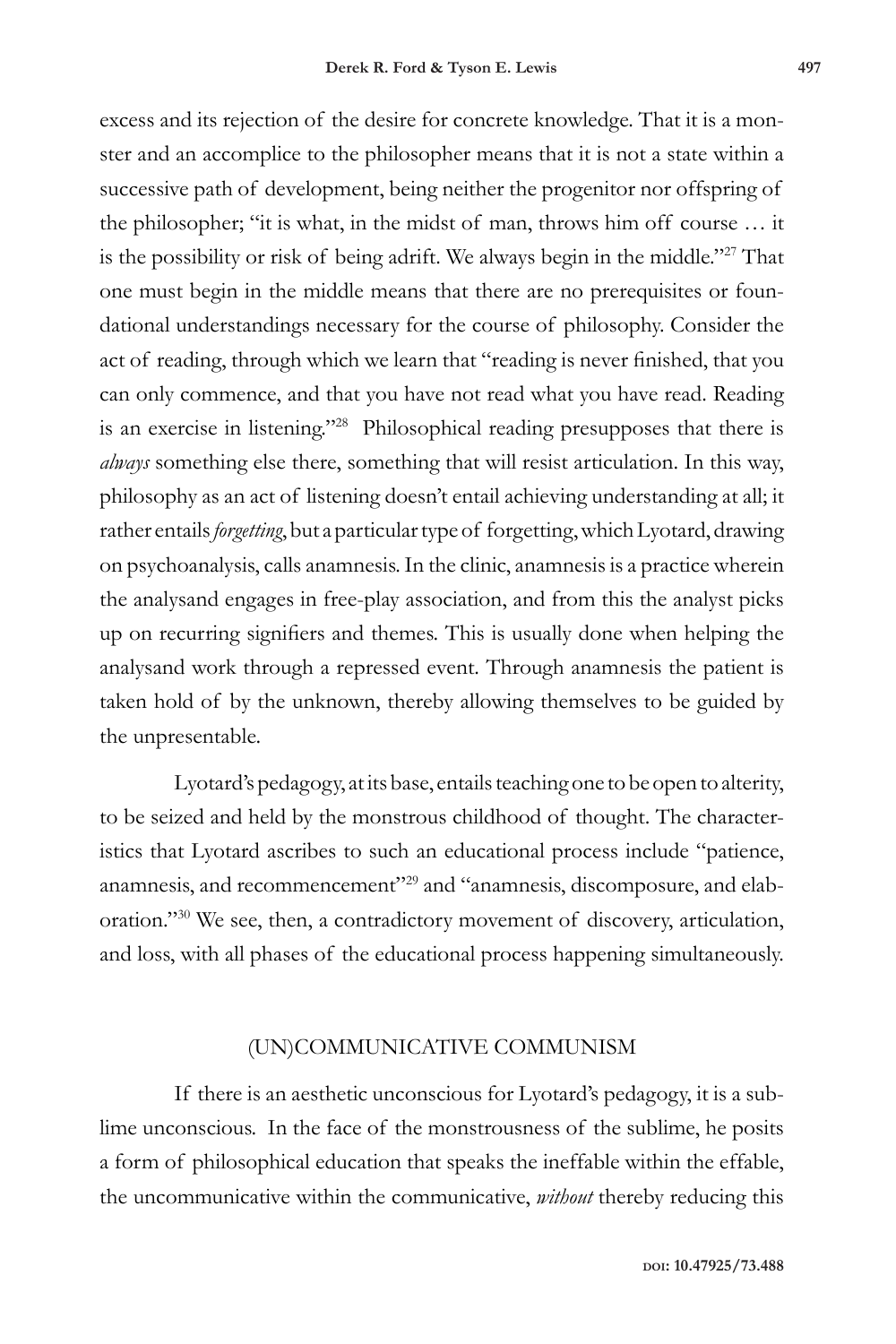excess and its rejection of the desire for concrete knowledge. That it is a monster and an accomplice to the philosopher means that it is not a state within a successive path of development, being neither the progenitor nor offspring of the philosopher; "it is what, in the midst of man, throws him off course … it is the possibility or risk of being adrift. We always begin in the middle."[27] That one must begin in the middle means that there are no prerequisites or foundational understandings necessary for the course of philosophy. Consider the act of reading, through which we learn that "reading is never finished, that you can only commence, and that you have not read what you have read. Reading is an exercise in listening."[28] Philosophical reading presupposes that there is *always* something else there, something that will resist articulation. In this way, philosophy as an act of listening doesn't entail achieving understanding at all; it rather entails *forgetting*, but a particular type of forgetting, which Lyotard, drawing on psychoanalysis, calls anamnesis. In the clinic, anamnesis is a practice wherein the analysand engages in free-play association, and from this the analyst picks up on recurring signifiers and themes. This is usually done when helping the analysand work through a repressed event. Through anamnesis the patient is taken hold of by the unknown, thereby allowing themselves to be guided by the unpresentable.

Lyotard's pedagogy, at its base, entails teaching one to be open to alterity, to be seized and held by the monstrous childhood of thought. The characteristics that Lyotard ascribes to such an educational process include "patience, anamnesis, and recommencement"[29] and "anamnesis, discomposure, and elaboration."[30] We see, then, a contradictory movement of discovery, articulation, and loss, with all phases of the educational process happening simultaneously.

## (UN)COMMUNICATIVE COMMUNISM

If there is an aesthetic unconscious for Lyotard's pedagogy, it is a sublime unconscious. In the face of the monstrousness of the sublime, he posits a form of philosophical education that speaks the ineffable within the effable, the uncommunicative within the communicative, *without* thereby reducing this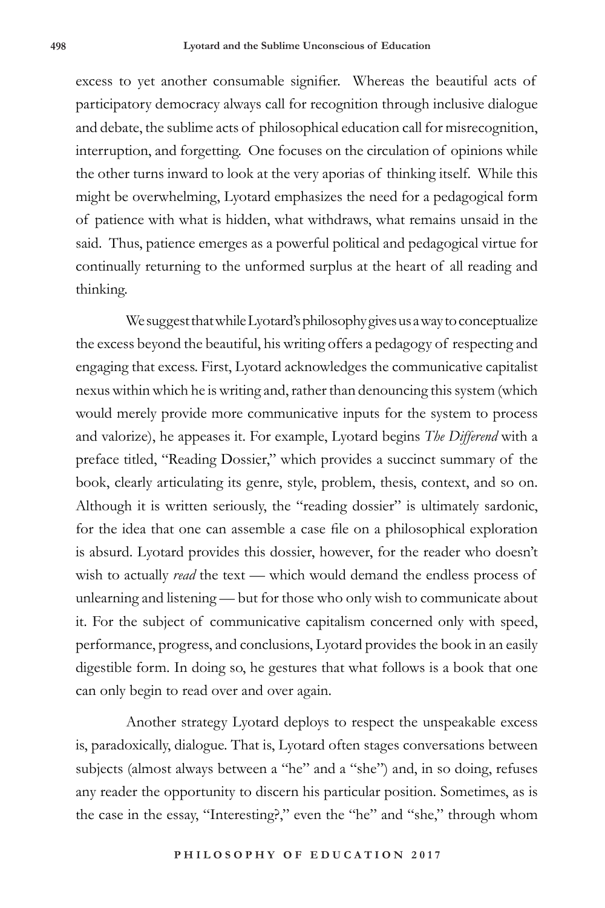excess to yet another consumable signifier. Whereas the beautiful acts of participatory democracy always call for recognition through inclusive dialogue and debate, the sublime acts of philosophical education call for misrecognition, interruption, and forgetting. One focuses on the circulation of opinions while the other turns inward to look at the very aporias of thinking itself. While this might be overwhelming, Lyotard emphasizes the need for a pedagogical form of patience with what is hidden, what withdraws, what remains unsaid in the said. Thus, patience emerges as a powerful political and pedagogical virtue for continually returning to the unformed surplus at the heart of all reading and thinking.

We suggest that while Lyotard's philosophy gives us a way to conceptualize the excess beyond the beautiful, his writing offers a pedagogy of respecting and engaging that excess. First, Lyotard acknowledges the communicative capitalist nexus within which he is writing and, rather than denouncing this system (which would merely provide more communicative inputs for the system to process and valorize), he appeases it. For example, Lyotard begins *The Differend* with a preface titled, "Reading Dossier," which provides a succinct summary of the book, clearly articulating its genre, style, problem, thesis, context, and so on. Although it is written seriously, the "reading dossier" is ultimately sardonic, for the idea that one can assemble a case file on a philosophical exploration is absurd. Lyotard provides this dossier, however, for the reader who doesn't wish to actually *read* the text — which would demand the endless process of unlearning and listening — but for those who only wish to communicate about it. For the subject of communicative capitalism concerned only with speed, performance, progress, and conclusions, Lyotard provides the book in an easily digestible form. In doing so, he gestures that what follows is a book that one can only begin to read over and over again.

Another strategy Lyotard deploys to respect the unspeakable excess is, paradoxically, dialogue. That is, Lyotard often stages conversations between subjects (almost always between a "he" and a "she") and, in so doing, refuses any reader the opportunity to discern his particular position. Sometimes, as is the case in the essay, "Interesting?," even the "he" and "she," through whom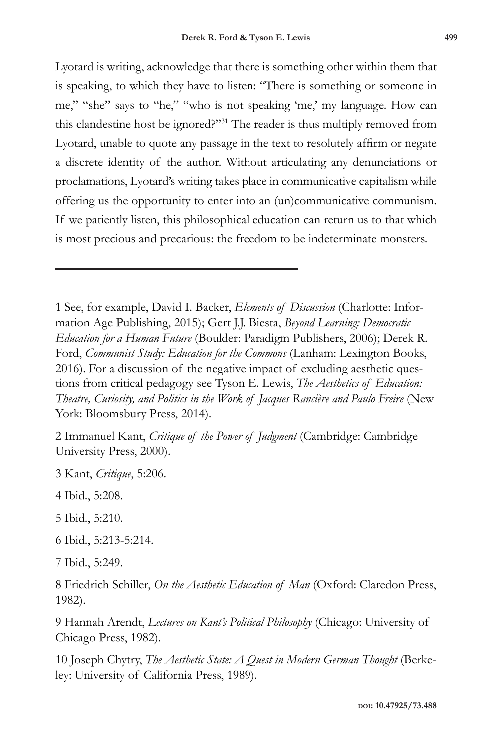Lyotard is writing, acknowledge that there is something other within them that is speaking, to which they have to listen: "There is something or someone in me," "she" says to "he," "who is not speaking 'me,' my language. How can this clandestine host be ignored?"[31] The reader is thus multiply removed from Lyotard, unable to quote any passage in the text to resolutely affirm or negate a discrete identity of the author. Without articulating any denunciations or proclamations, Lyotard's writing takes place in communicative capitalism while offering us the opportunity to enter into an (un)communicative communism. If we patiently listen, this philosophical education can return us to that which is most precious and precarious: the freedom to be indeterminate monsters.

---

1 See, for example, David I. Backer, *Elements of Discussion* (Charlotte: Information Age Publishing, 2015); Gert J.J. Biesta, *Beyond Learning: Democratic Education for a Human Future* (Boulder: Paradigm Publishers, 2006); Derek R. Ford, *Communist Study: Education for the Commons* (Lanham: Lexington Books, 2016). For a discussion of the negative impact of excluding aesthetic questions from critical pedagogy see Tyson E. Lewis, *The Aesthetics of Education: Theatre, Curiosity, and Politics in the Work of Jacques Rancière and Paulo Freire* (New York: Bloomsbury Press, 2014).

2 Immanuel Kant, *Critique of the Power of Judgment* (Cambridge: Cambridge University Press, 2000).

3 Kant, *Critique*, 5:206.

4 Ibid., 5:208.

5 Ibid., 5:210.

6 Ibid., 5:213-5:214.

7 Ibid., 5:249.

8 Friedrich Schiller, *On the Aesthetic Education of Man* (Oxford: Claredon Press, 1982).

9 Hannah Arendt, *Lectures on Kant's Political Philosophy* (Chicago: University of Chicago Press, 1982).

10 Joseph Chytry, *The Aesthetic State: A Quest in Modern German Thought* (Berkeley: University of California Press, 1989).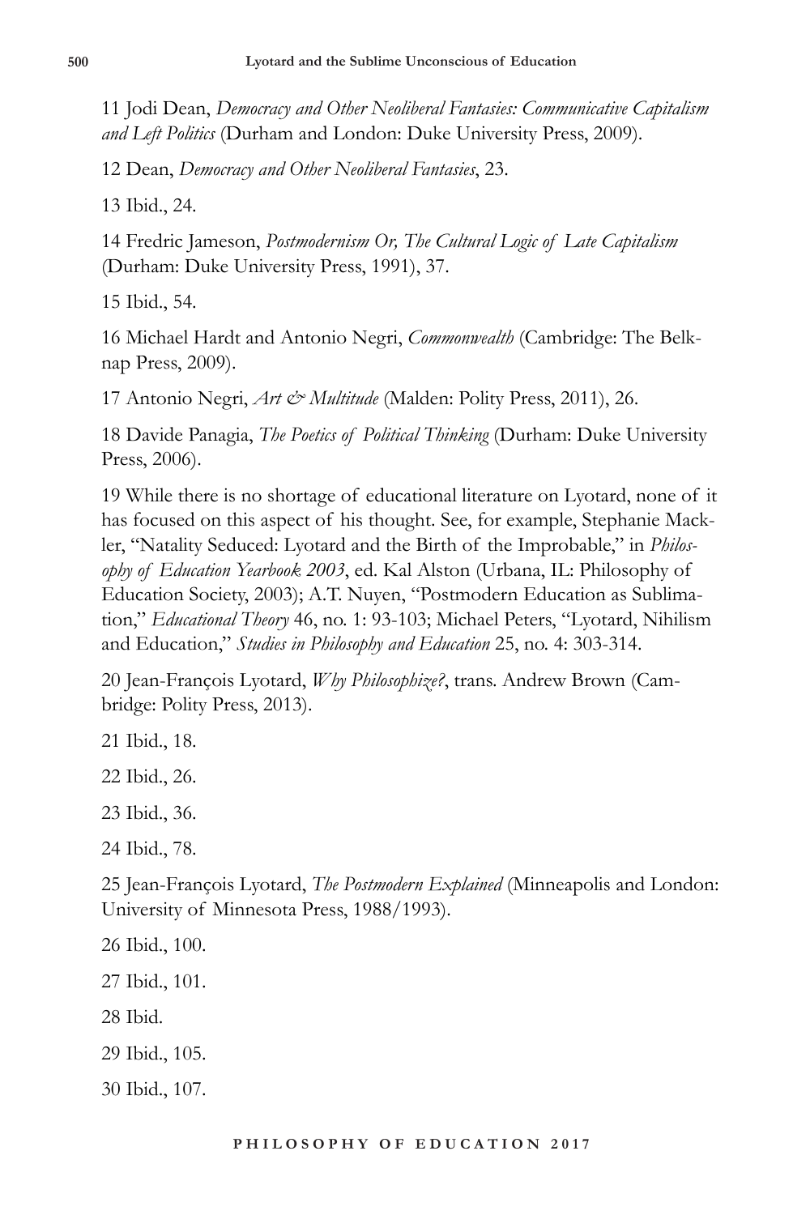11 Jodi Dean, *Democracy and Other Neoliberal Fantasies: Communicative Capitalism and Left Politics* (Durham and London: Duke University Press, 2009).

12 Dean, *Democracy and Other Neoliberal Fantasies*, 23.

13 Ibid., 24.

14 Fredric Jameson, *Postmodernism Or, The Cultural Logic of Late Capitalism* (Durham: Duke University Press, 1991), 37.

15 Ibid., 54.

16 Michael Hardt and Antonio Negri, *Commonwealth* (Cambridge: The Belknap Press, 2009).

17 Antonio Negri, *Art & Multitude* (Malden: Polity Press, 2011), 26.

18 Davide Panagia, *The Poetics of Political Thinking* (Durham: Duke University Press, 2006).

19 While there is no shortage of educational literature on Lyotard, none of it has focused on this aspect of his thought. See, for example, Stephanie Mackler, "Natality Seduced: Lyotard and the Birth of the Improbable," in *Philosophy of Education Yearbook 2003*, ed. Kal Alston (Urbana, IL: Philosophy of Education Society, 2003); A.T. Nuyen, "Postmodern Education as Sublimation," *Educational Theory* 46, no. 1: 93-103; Michael Peters, "Lyotard, Nihilism and Education," *Studies in Philosophy and Education* 25, no. 4: 303-314.

20 Jean-François Lyotard, *Why Philosophize?*, trans. Andrew Brown (Cambridge: Polity Press, 2013).

21 Ibid., 18.

22 Ibid., 26.

23 Ibid., 36.

24 Ibid., 78.

25 Jean-François Lyotard, *The Postmodern Explained* (Minneapolis and London: University of Minnesota Press, 1988/1993).

26 Ibid., 100.

27 Ibid., 101.

28 Ibid.

29 Ibid., 105.

30 Ibid., 107.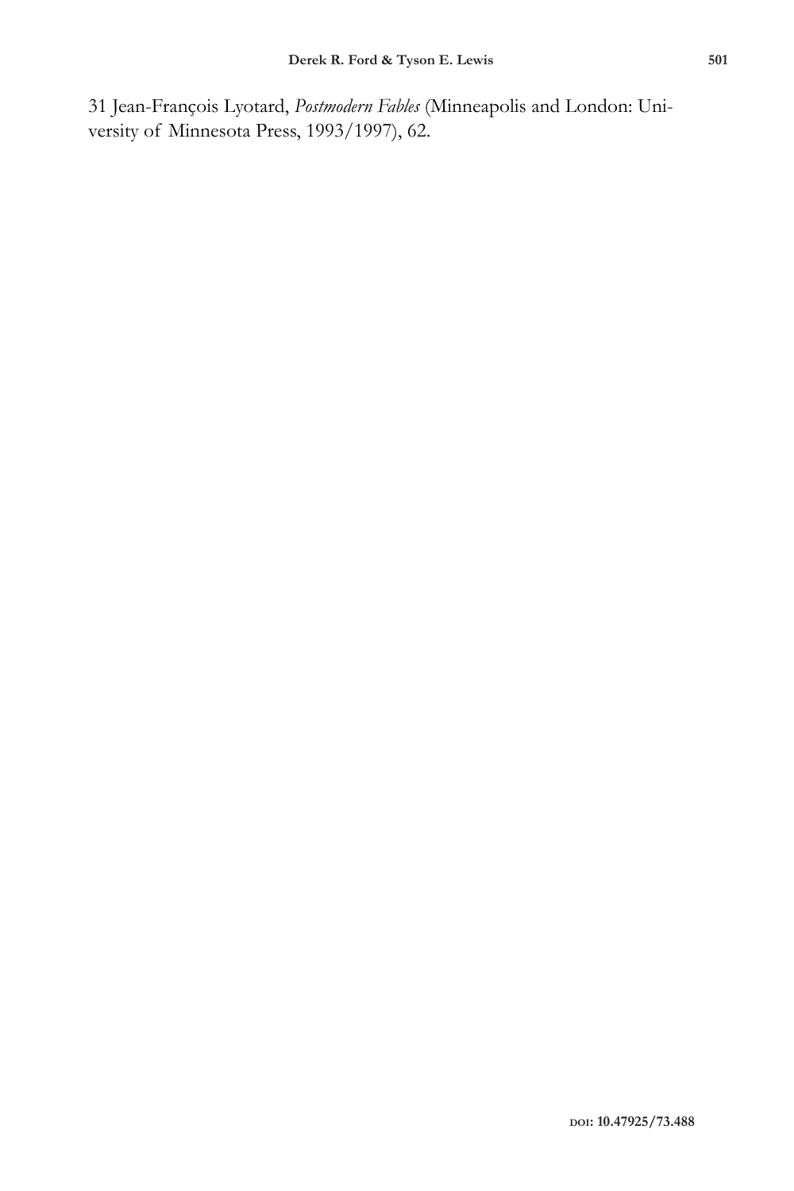31 Jean-François Lyotard, *Postmodern Fables* (Minneapolis and London: University of Minnesota Press, 1993/1997), 62.